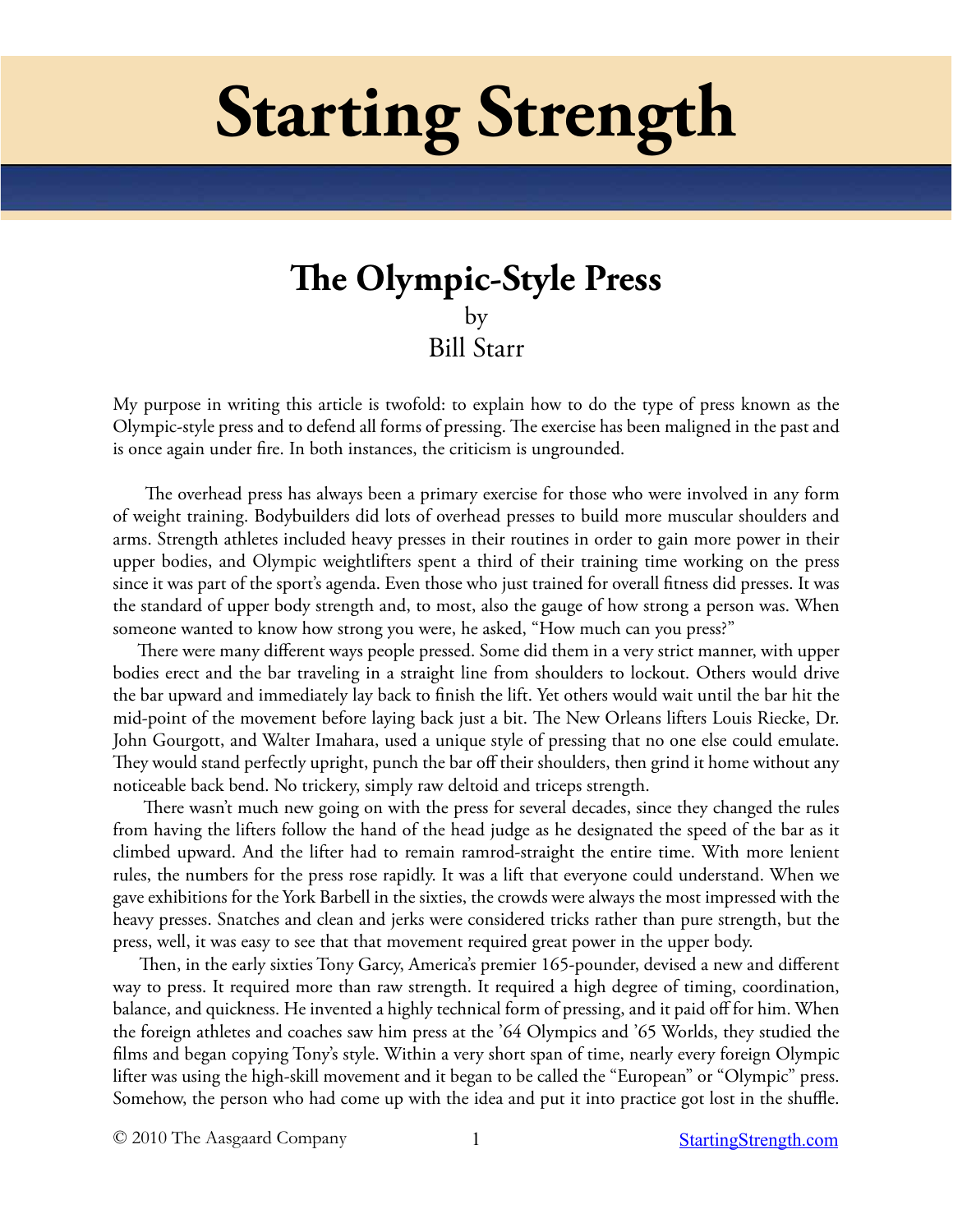# Starting Strength

## The Olympic-Style Press

by

Bill Starr

My purpose in writing this article is twofold: to explain how to do the type of press known as the Olympic-style press and to defend all forms of pressing. The exercise has been maligned in the past and is once again under fire. In both instances, the criticism is ungrounded.

The overhead press has always been a primary exercise for those who were involved in any form of weight training. Bodybuilders did lots of overhead presses to build more muscular shoulders and arms. Strength athletes included heavy presses in their routines in order to gain more power in their upper bodies, and Olympic weightlifters spent a third of their training time working on the press since it was part of the sport's agenda. Even those who just trained for overall fitness did presses. It was the standard of upper body strength and, to most, also the gauge of how strong a person was. When someone wanted to know how strong you were, he asked, "How much can you press?"

There were many different ways people pressed. Some did them in a very strict manner, with upper bodies erect and the bar traveling in a straight line from shoulders to lockout. Others would drive the bar upward and immediately lay back to finish the lift. Yet others would wait until the bar hit the mid-point of the movement before laying back just a bit. The New Orleans lifters Louis Riecke, Dr. John Gourgott, and Walter Imahara, used a unique style of pressing that no one else could emulate. They would stand perfectly upright, punch the bar off their shoulders, then grind it home without any noticeable back bend. No trickery, simply raw deltoid and triceps strength.

There wasn't much new going on with the press for several decades, since they changed the rules from having the lifters follow the hand of the head judge as he designated the speed of the bar as it climbed upward. And the lifter had to remain ramrod-straight the entire time. With more lenient rules, the numbers for the press rose rapidly. It was a lift that everyone could understand. When we gave exhibitions for the York Barbell in the sixties, the crowds were always the most impressed with the heavy presses. Snatches and clean and jerks were considered tricks rather than pure strength, but the press, well, it was easy to see that that movement required great power in the upper body.

Then, in the early sixties Tony Garcy, America's premier 165-pounder, devised a new and different way to press. It required more than raw strength. It required a high degree of timing, coordination, balance, and quickness. He invented a highly technical form of pressing, and it paid off for him. When the foreign athletes and coaches saw him press at the '64 Olympics and '65 Worlds, they studied the films and began copying Tony's style. Within a very short span of time, nearly every foreign Olympic lifter was using the high-skill movement and it began to be called the "European" or "Olympic" press. Somehow, the person who had come up with the idea and put it into practice got lost in the shuffle.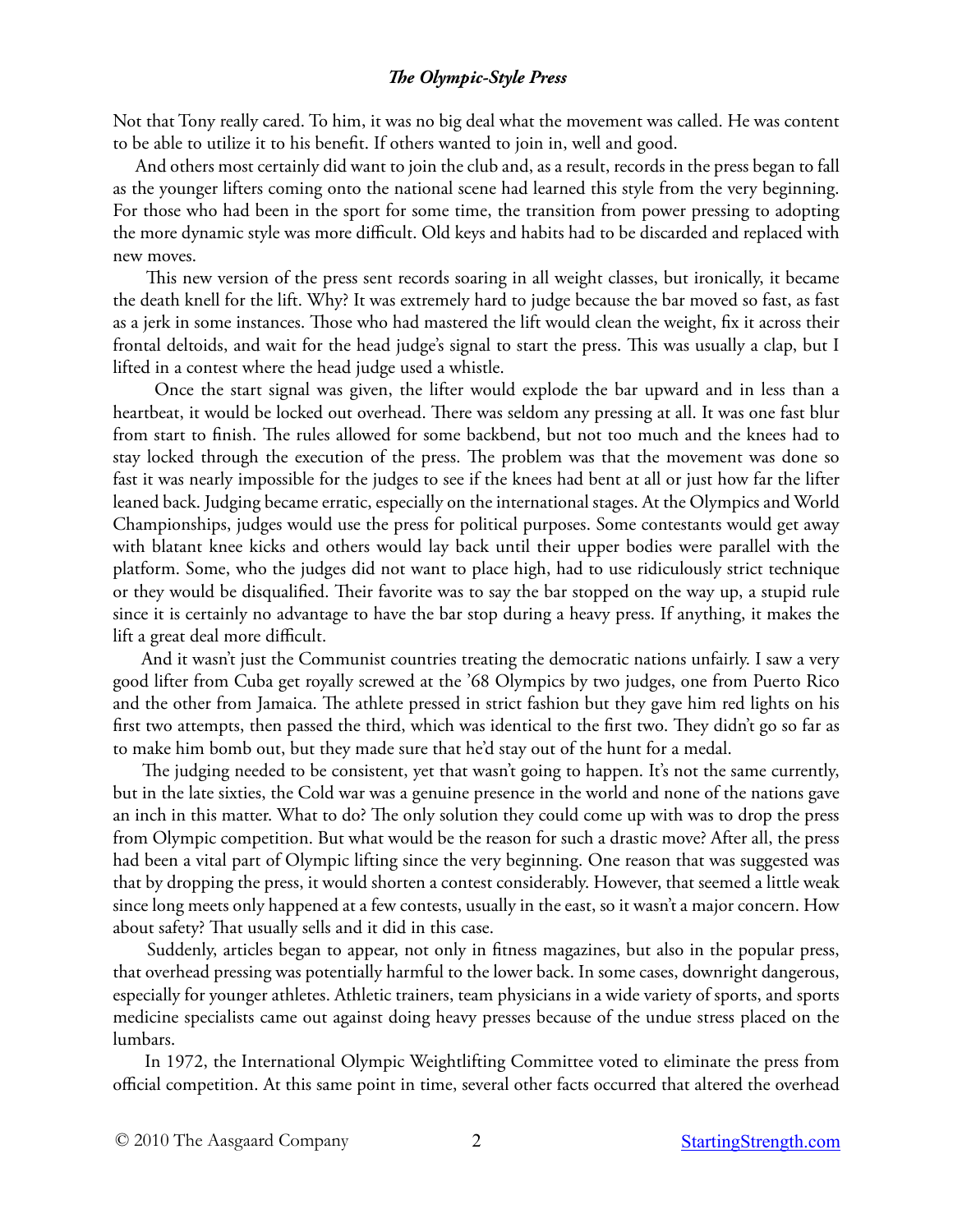Not that Tony really cared. To him, it was no big deal what the movement was called. He was content to be able to utilize it to his benefit. If others wanted to join in, well and good.

And others most certainly did want to join the club and, as a result, records in the press began to fall as the younger lifters coming onto the national scene had learned this style from the very beginning. For those who had been in the sport for some time, the transition from power pressing to adopting the more dynamic style was more difficult. Old keys and habits had to be discarded and replaced with new moves.

This new version of the press sent records soaring in all weight classes, but ironically, it became the death knell for the lift. Why? It was extremely hard to judge because the bar moved so fast, as fast as a jerk in some instances. Those who had mastered the lift would clean the weight, fix it across their frontal deltoids, and wait for the head judge's signal to start the press. This was usually a clap, but I lifted in a contest where the head judge used a whistle.

Once the start signal was given, the lifter would explode the bar upward and in less than a heartbeat, it would be locked out overhead. There was seldom any pressing at all. It was one fast blur from start to finish. The rules allowed for some backbend, but not too much and the knees had to stay locked through the execution of the press. The problem was that the movement was done so fast it was nearly impossible for the judges to see if the knees had bent at all or just how far the lifter leaned back. Judging became erratic, especially on the international stages. At the Olympics and World Championships, judges would use the press for political purposes. Some contestants would get away with blatant knee kicks and others would lay back until their upper bodies were parallel with the platform. Some, who the judges did not want to place high, had to use ridiculously strict technique or they would be disqualified. Their favorite was to say the bar stopped on the way up, a stupid rule since it is certainly no advantage to have the bar stop during a heavy press. If anything, it makes the lift a great deal more difficult.

And it wasn't just the Communist countries treating the democratic nations unfairly. I saw a very good lifter from Cuba get royally screwed at the '68 Olympics by two judges, one from Puerto Rico and the other from Jamaica. The athlete pressed in strict fashion but they gave him red lights on his first two attempts, then passed the third, which was identical to the first two. They didn't go so far as to make him bomb out, but they made sure that he'd stay out of the hunt for a medal.

The judging needed to be consistent, yet that wasn't going to happen. It's not the same currently, but in the late sixties, the Cold war was a genuine presence in the world and none of the nations gave an inch in this matter. What to do? The only solution they could come up with was to drop the press from Olympic competition. But what would be the reason for such a drastic move? After all, the press had been a vital part of Olympic lifting since the very beginning. One reason that was suggested was that by dropping the press, it would shorten a contest considerably. However, that seemed a little weak since long meets only happened at a few contests, usually in the east, so it wasn't a major concern. How about safety? That usually sells and it did in this case.

Suddenly, articles began to appear, not only in fitness magazines, but also in the popular press, that overhead pressing was potentially harmful to the lower back. In some cases, downright dangerous, especially for younger athletes. Athletic trainers, team physicians in a wide variety of sports, and sports medicine specialists came out against doing heavy presses because of the undue stress placed on the lumbars.

In 1972, the International Olympic Weightlifting Committee voted to eliminate the press from official competition. At this same point in time, several other facts occurred that altered the overhead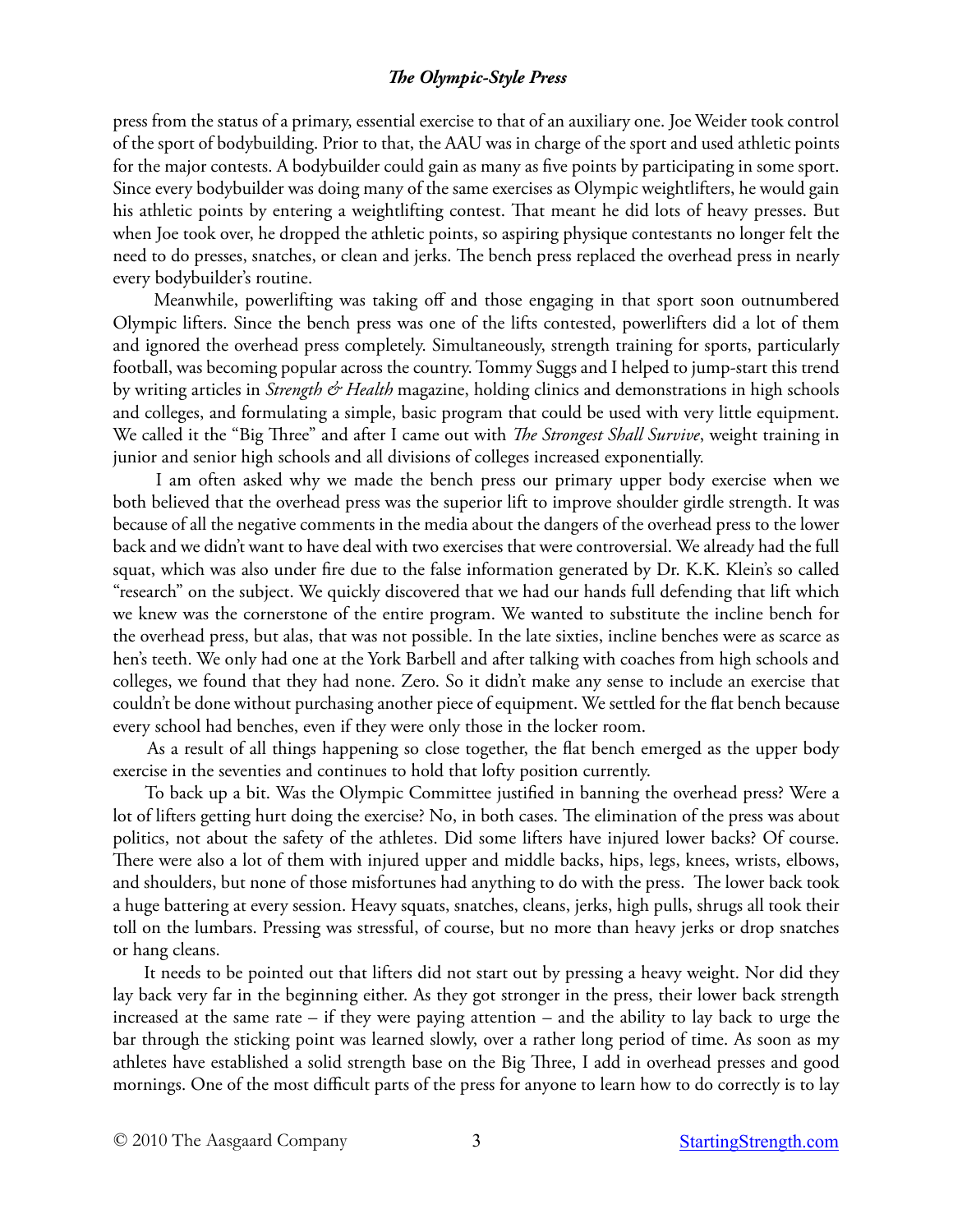press from the status of a primary, essential exercise to that of an auxiliary one. Joe Weider took control of the sport of bodybuilding. Prior to that, the AAU was in charge of the sport and used athletic points for the major contests. A bodybuilder could gain as many as five points by participating in some sport. Since every bodybuilder was doing many of the same exercises as Olympic weightlifters, he would gain his athletic points by entering a weightlifting contest. That meant he did lots of heavy presses. But when Joe took over, he dropped the athletic points, so aspiring physique contestants no longer felt the need to do presses, snatches, or clean and jerks. The bench press replaced the overhead press in nearly every bodybuilder's routine.

Meanwhile, powerlifting was taking off and those engaging in that sport soon outnumbered Olympic lifters. Since the bench press was one of the lifts contested, powerlifters did a lot of them and ignored the overhead press completely. Simultaneously, strength training for sports, particularly football, was becoming popular across the country. Tommy Suggs and I helped to jump-start this trend by writing articles in *Strength & Health* magazine, holding clinics and demonstrations in high schools and colleges, and formulating a simple, basic program that could be used with very little equipment. We called it the "Big Three" and after I came out with *The Strongest Shall Survive*, weight training in junior and senior high schools and all divisions of colleges increased exponentially.

I am often asked why we made the bench press our primary upper body exercise when we both believed that the overhead press was the superior lift to improve shoulder girdle strength. It was because of all the negative comments in the media about the dangers of the overhead press to the lower back and we didn't want to have deal with two exercises that were controversial. We already had the full squat, which was also under fire due to the false information generated by Dr. K.K. Klein's so called "research" on the subject. We quickly discovered that we had our hands full defending that lift which we knew was the cornerstone of the entire program. We wanted to substitute the incline bench for the overhead press, but alas, that was not possible. In the late sixties, incline benches were as scarce as hen's teeth. We only had one at the York Barbell and after talking with coaches from high schools and colleges, we found that they had none. Zero. So it didn't make any sense to include an exercise that couldn't be done without purchasing another piece of equipment. We settled for the flat bench because every school had benches, even if they were only those in the locker room.

As a result of all things happening so close together, the flat bench emerged as the upper body exercise in the seventies and continues to hold that lofty position currently.

To back up a bit. Was the Olympic Committee justified in banning the overhead press? Were a lot of lifters getting hurt doing the exercise? No, in both cases. The elimination of the press was about politics, not about the safety of the athletes. Did some lifters have injured lower backs? Of course. There were also a lot of them with injured upper and middle backs, hips, legs, knees, wrists, elbows, and shoulders, but none of those misfortunes had anything to do with the press. The lower back took a huge battering at every session. Heavy squats, snatches, cleans, jerks, high pulls, shrugs all took their toll on the lumbars. Pressing was stressful, of course, but no more than heavy jerks or drop snatches or hang cleans.

It needs to be pointed out that lifters did not start out by pressing a heavy weight. Nor did they lay back very far in the beginning either. As they got stronger in the press, their lower back strength increased at the same rate – if they were paying attention – and the ability to lay back to urge the bar through the sticking point was learned slowly, over a rather long period of time. As soon as my athletes have established a solid strength base on the Big Three, I add in overhead presses and good mornings. One of the most difficult parts of the press for anyone to learn how to do correctly is to lay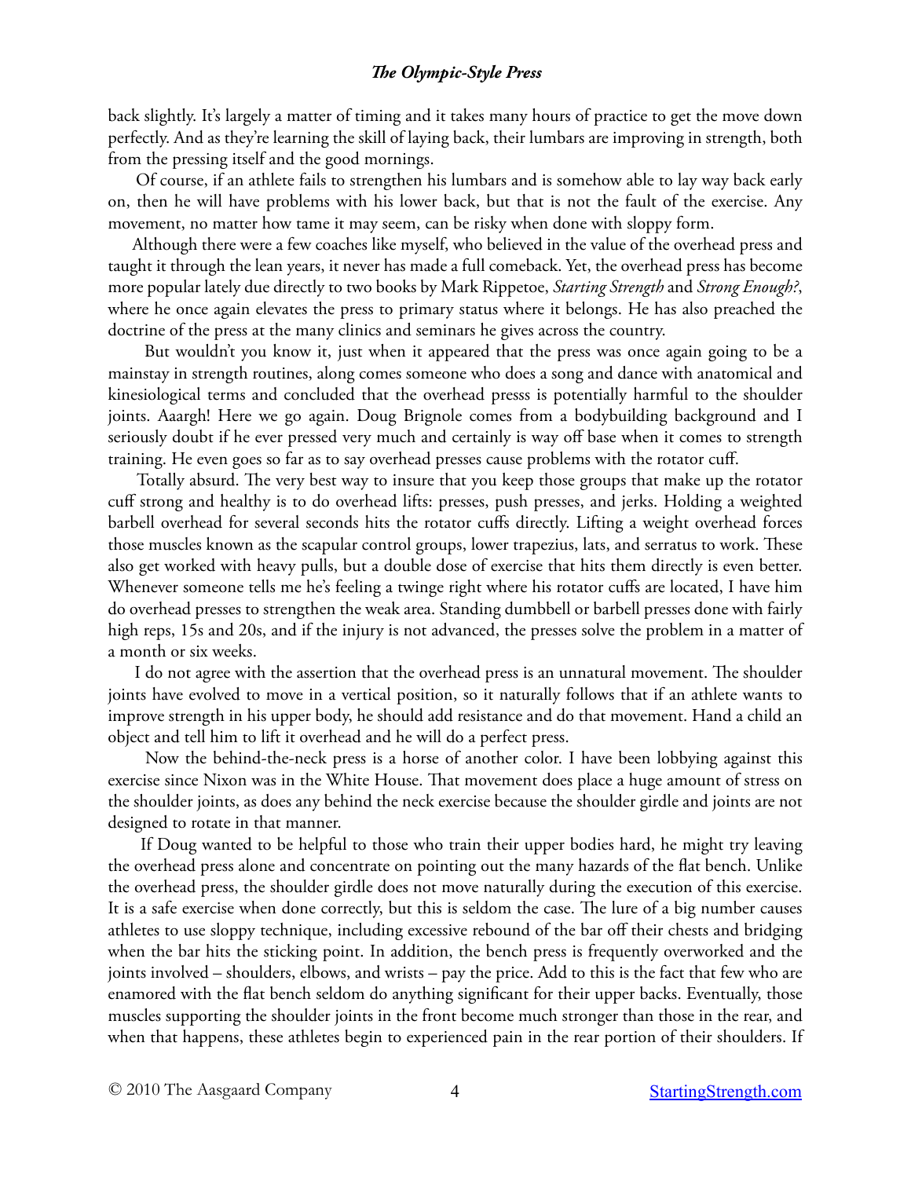back slightly. It's largely a matter of timing and it takes many hours of practice to get the move down perfectly. And as they're learning the skill of laying back, their lumbars are improving in strength, both from the pressing itself and the good mornings.

Of course, if an athlete fails to strengthen his lumbars and is somehow able to lay way back early on, then he will have problems with his lower back, but that is not the fault of the exercise. Any movement, no matter how tame it may seem, can be risky when done with sloppy form.

Although there were a few coaches like myself, who believed in the value of the overhead press and taught it through the lean years, it never has made a full comeback. Yet, the overhead press has become more popular lately due directly to two books by Mark Rippetoe, *Starting Strength* and *Strong Enough?*, where he once again elevates the press to primary status where it belongs. He has also preached the doctrine of the press at the many clinics and seminars he gives across the country.

But wouldn't you know it, just when it appeared that the press was once again going to be a mainstay in strength routines, along comes someone who does a song and dance with anatomical and kinesiological terms and concluded that the overhead presss is potentially harmful to the shoulder joints. Aaargh! Here we go again. Doug Brignole comes from a bodybuilding background and I seriously doubt if he ever pressed very much and certainly is way off base when it comes to strength training. He even goes so far as to say overhead presses cause problems with the rotator cuff.

Totally absurd. The very best way to insure that you keep those groups that make up the rotator cuff strong and healthy is to do overhead lifts: presses, push presses, and jerks. Holding a weighted barbell overhead for several seconds hits the rotator cuffs directly. Lifting a weight overhead forces those muscles known as the scapular control groups, lower trapezius, lats, and serratus to work. These also get worked with heavy pulls, but a double dose of exercise that hits them directly is even better. Whenever someone tells me he's feeling a twinge right where his rotator cuffs are located, I have him do overhead presses to strengthen the weak area. Standing dumbbell or barbell presses done with fairly high reps, 15s and 20s, and if the injury is not advanced, the presses solve the problem in a matter of a month or six weeks.

I do not agree with the assertion that the overhead press is an unnatural movement. The shoulder joints have evolved to move in a vertical position, so it naturally follows that if an athlete wants to improve strength in his upper body, he should add resistance and do that movement. Hand a child an object and tell him to lift it overhead and he will do a perfect press.

Now the behind-the-neck press is a horse of another color. I have been lobbying against this exercise since Nixon was in the White House. That movement does place a huge amount of stress on the shoulder joints, as does any behind the neck exercise because the shoulder girdle and joints are not designed to rotate in that manner.

If Doug wanted to be helpful to those who train their upper bodies hard, he might try leaving the overhead press alone and concentrate on pointing out the many hazards of the flat bench. Unlike the overhead press, the shoulder girdle does not move naturally during the execution of this exercise. It is a safe exercise when done correctly, but this is seldom the case. The lure of a big number causes athletes to use sloppy technique, including excessive rebound of the bar off their chests and bridging when the bar hits the sticking point. In addition, the bench press is frequently overworked and the joints involved – shoulders, elbows, and wrists – pay the price. Add to this is the fact that few who are enamored with the flat bench seldom do anything significant for their upper backs. Eventually, those muscles supporting the shoulder joints in the front become much stronger than those in the rear, and when that happens, these athletes begin to experienced pain in the rear portion of their shoulders. If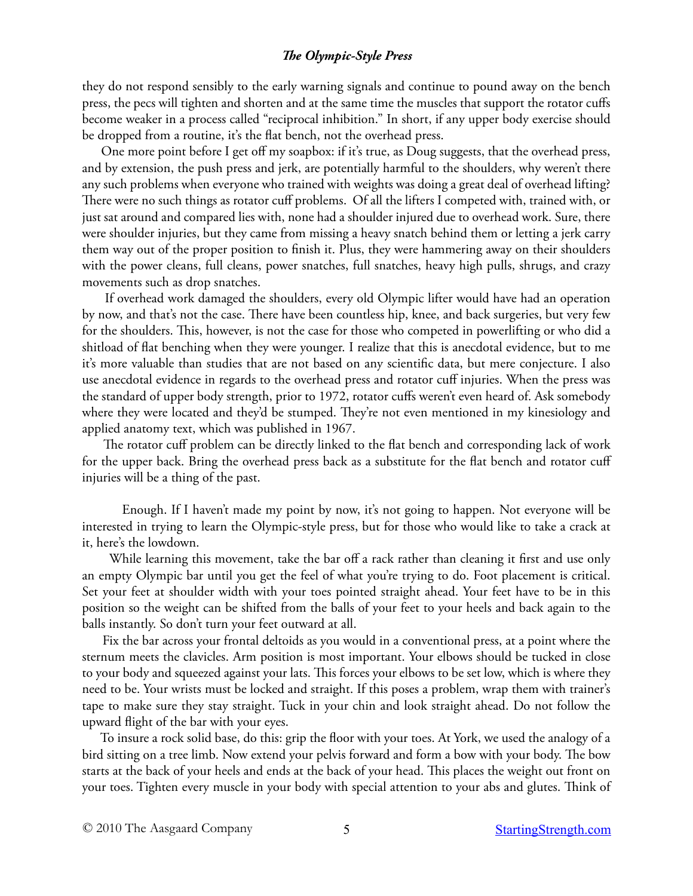they do not respond sensibly to the early warning signals and continue to pound away on the bench press, the pecs will tighten and shorten and at the same time the muscles that support the rotator cuffs become weaker in a process called "reciprocal inhibition." In short, if any upper body exercise should be dropped from a routine, it's the flat bench, not the overhead press.

One more point before I get off my soapbox: if it's true, as Doug suggests, that the overhead press, and by extension, the push press and jerk, are potentially harmful to the shoulders, why weren't there any such problems when everyone who trained with weights was doing a great deal of overhead lifting? There were no such things as rotator cuff problems. Of all the lifters I competed with, trained with, or just sat around and compared lies with, none had a shoulder injured due to overhead work. Sure, there were shoulder injuries, but they came from missing a heavy snatch behind them or letting a jerk carry them way out of the proper position to finish it. Plus, they were hammering away on their shoulders with the power cleans, full cleans, power snatches, full snatches, heavy high pulls, shrugs, and crazy movements such as drop snatches.

If overhead work damaged the shoulders, every old Olympic lifter would have had an operation by now, and that's not the case. There have been countless hip, knee, and back surgeries, but very few for the shoulders. This, however, is not the case for those who competed in powerlifting or who did a shitload of flat benching when they were younger. I realize that this is anecdotal evidence, but to me it's more valuable than studies that are not based on any scientific data, but mere conjecture. I also use anecdotal evidence in regards to the overhead press and rotator cuff injuries. When the press was the standard of upper body strength, prior to 1972, rotator cuffs weren't even heard of. Ask somebody where they were located and they'd be stumped. They're not even mentioned in my kinesiology and applied anatomy text, which was published in 1967.

The rotator cuff problem can be directly linked to the flat bench and corresponding lack of work for the upper back. Bring the overhead press back as a substitute for the flat bench and rotator cuff injuries will be a thing of the past.

Enough. If I haven't made my point by now, it's not going to happen. Not everyone will be interested in trying to learn the Olympic-style press, but for those who would like to take a crack at it, here's the lowdown.

While learning this movement, take the bar off a rack rather than cleaning it first and use only an empty Olympic bar until you get the feel of what you're trying to do. Foot placement is critical. Set your feet at shoulder width with your toes pointed straight ahead. Your feet have to be in this position so the weight can be shifted from the balls of your feet to your heels and back again to the balls instantly. So don't turn your feet outward at all.

Fix the bar across your frontal deltoids as you would in a conventional press, at a point where the sternum meets the clavicles. Arm position is most important. Your elbows should be tucked in close to your body and squeezed against your lats. This forces your elbows to be set low, which is where they need to be. Your wrists must be locked and straight. If this poses a problem, wrap them with trainer's tape to make sure they stay straight. Tuck in your chin and look straight ahead. Do not follow the upward flight of the bar with your eyes.

To insure a rock solid base, do this: grip the floor with your toes. At York, we used the analogy of a bird sitting on a tree limb. Now extend your pelvis forward and form a bow with your body. The bow starts at the back of your heels and ends at the back of your head. This places the weight out front on your toes. Tighten every muscle in your body with special attention to your abs and glutes. Think of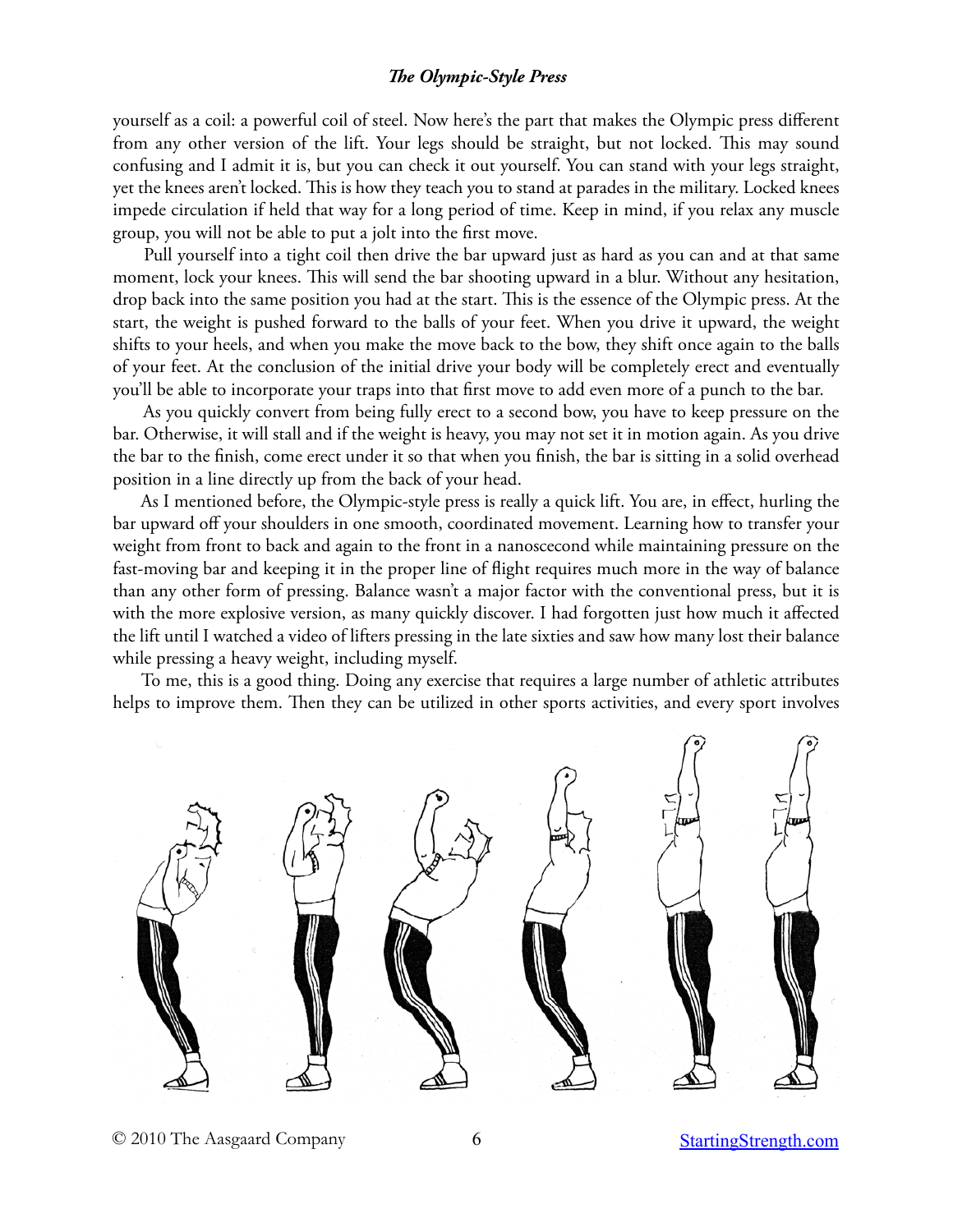yourself as a coil: a powerful coil of steel. Now here's the part that makes the Olympic press different from any other version of the lift. Your legs should be straight, but not locked. This may sound confusing and I admit it is, but you can check it out yourself. You can stand with your legs straight, yet the knees aren't locked. This is how they teach you to stand at parades in the military. Locked knees impede circulation if held that way for a long period of time. Keep in mind, if you relax any muscle group, you will not be able to put a jolt into the first move.

Pull yourself into a tight coil then drive the bar upward just as hard as you can and at that same moment, lock your knees. This will send the bar shooting upward in a blur. Without any hesitation, drop back into the same position you had at the start. This is the essence of the Olympic press. At the start, the weight is pushed forward to the balls of your feet. When you drive it upward, the weight shifts to your heels, and when you make the move back to the bow, they shift once again to the balls of your feet. At the conclusion of the initial drive your body will be completely erect and eventually you'll be able to incorporate your traps into that first move to add even more of a punch to the bar.

As you quickly convert from being fully erect to a second bow, you have to keep pressure on the bar. Otherwise, it will stall and if the weight is heavy, you may not set it in motion again. As you drive the bar to the finish, come erect under it so that when you finish, the bar is sitting in a solid overhead position in a line directly up from the back of your head.

As I mentioned before, the Olympic-style press is really a quick lift. You are, in effect, hurling the bar upward off your shoulders in one smooth, coordinated movement. Learning how to transfer your weight from front to back and again to the front in a nanoscecond while maintaining pressure on the fast-moving bar and keeping it in the proper line of flight requires much more in the way of balance than any other form of pressing. Balance wasn't a major factor with the conventional press, but it is with the more explosive version, as many quickly discover. I had forgotten just how much it affected the lift until I watched a video of lifters pressing in the late sixties and saw how many lost their balance while pressing a heavy weight, including myself.

To me, this is a good thing. Doing any exercise that requires a large number of athletic attributes helps to improve them. Then they can be utilized in other sports activities, and every sport involves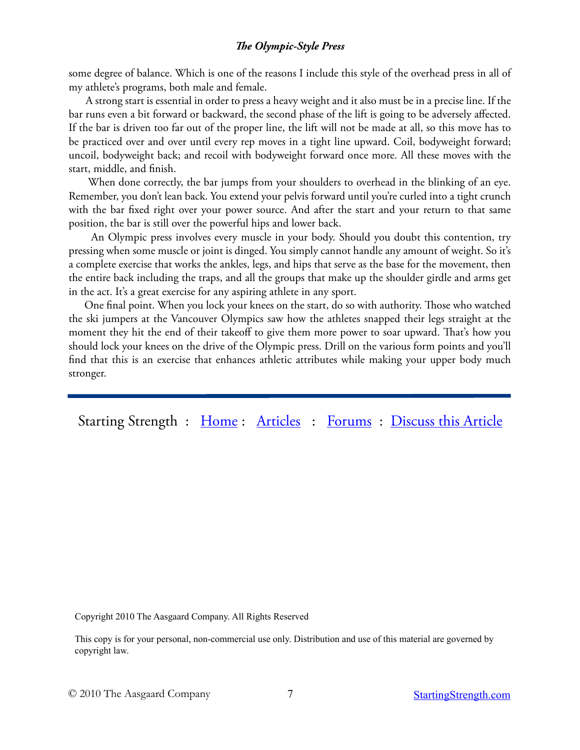some degree of balance. Which is one of the reasons I include this style of the overhead press in all of my athlete's programs, both male and female.

A strong start is essential in order to press a heavy weight and it also must be in a precise line. If the bar runs even a bit forward or backward, the second phase of the lift is going to be adversely affected. If the bar is driven too far out of the proper line, the lift will not be made at all, so this move has to be practiced over and over until every rep moves in a tight line upward. Coil, bodyweight forward; uncoil, bodyweight back; and recoil with bodyweight forward once more. All these moves with the start, middle, and finish.

When done correctly, the bar jumps from your shoulders to overhead in the blinking of an eye. Remember, you don't lean back. You extend your pelvis forward until you're curled into a tight crunch with the bar fixed right over your power source. And after the start and your return to that same position, the bar is still over the powerful hips and lower back.

An Olympic press involves every muscle in your body. Should you doubt this contention, try pressing when some muscle or joint is dinged. You simply cannot handle any amount of weight. So it's a complete exercise that works the ankles, legs, and hips that serve as the base for the movement, then the entire back including the traps, and all the groups that make up the shoulder girdle and arms get in the act. It's a great exercise for any aspiring athlete in any sport.

One final point. When you lock your knees on the start, do so with authority. Those who watched the ski jumpers at the Vancouver Olympics saw how the athletes snapped their legs straight at the moment they hit the end of their takeoff to give them more power to soar upward. That's how you should lock your knees on the drive of the Olympic press. Drill on the various form points and you'll find that this is an exercise that enhances athletic attributes while making your upper body much stronger.

---

Starting Strength : Home : Articles : Forums : Discuss this Article

Copyright 2010 The Aasgaard Company. All Rights Reserved

This copy is for your personal, non-commercial use only. Distribution and use of this material are governed by copyright law.